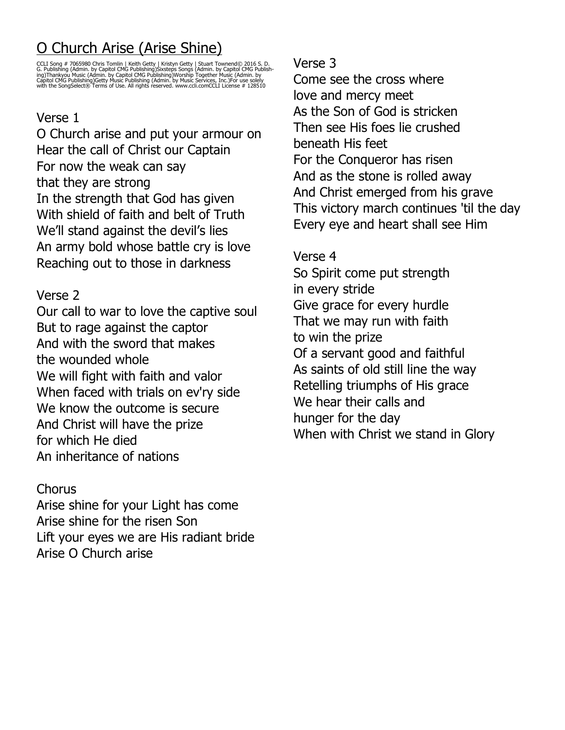# O Church Arise (Arise Shine)

CCLI Song # 7065980 Chris Tomlin | Keith Getty | Kristyn Getty | Stuart Townend© 2016 S. D. G. Publishing (Admin. by Capitol CMG Publishing)Sixsteps Songs (Admin. by Capitol CMG Publishing)Thankyou Music (Admin. by Capitol CMG Publishing)Worship Together Music (Admin. by Capitol CMG Publishing)Getty Music Publishing (Admin. by Music Services, Inc.)For use solely with the SongSelect® Terms of Use. All rights reserved. www.ccli.comCCLI License # 128510

Verse 1

O Church arise and put your armour on
Hear the call of Christ our Captain
For now the weak can say
that they are strong
In the strength that God has given
With shield of faith and belt of Truth
We'll stand against the devil's lies
An army bold whose battle cry is love
Reaching out to those in darkness

Verse 2

Our call to war to love the captive soul
But to rage against the captor
And with the sword that makes
the wounded whole
We will fight with faith and valor
When faced with trials on ev'ry side
We know the outcome is secure
And Christ will have the prize
for which He died
An inheritance of nations

Chorus

Arise shine for your Light has come
Arise shine for the risen Son
Lift your eyes we are His radiant bride
Arise O Church arise

Verse 3

Come see the cross where
love and mercy meet
As the Son of God is stricken
Then see His foes lie crushed
beneath His feet
For the Conqueror has risen
And as the stone is rolled away
And Christ emerged from his grave
This victory march continues 'til the day
Every eye and heart shall see Him

Verse 4

So Spirit come put strength
in every stride
Give grace for every hurdle
That we may run with faith
to win the prize
Of a servant good and faithful
As saints of old still line the way
Retelling triumphs of His grace
We hear their calls and
hunger for the day
When with Christ we stand in Glory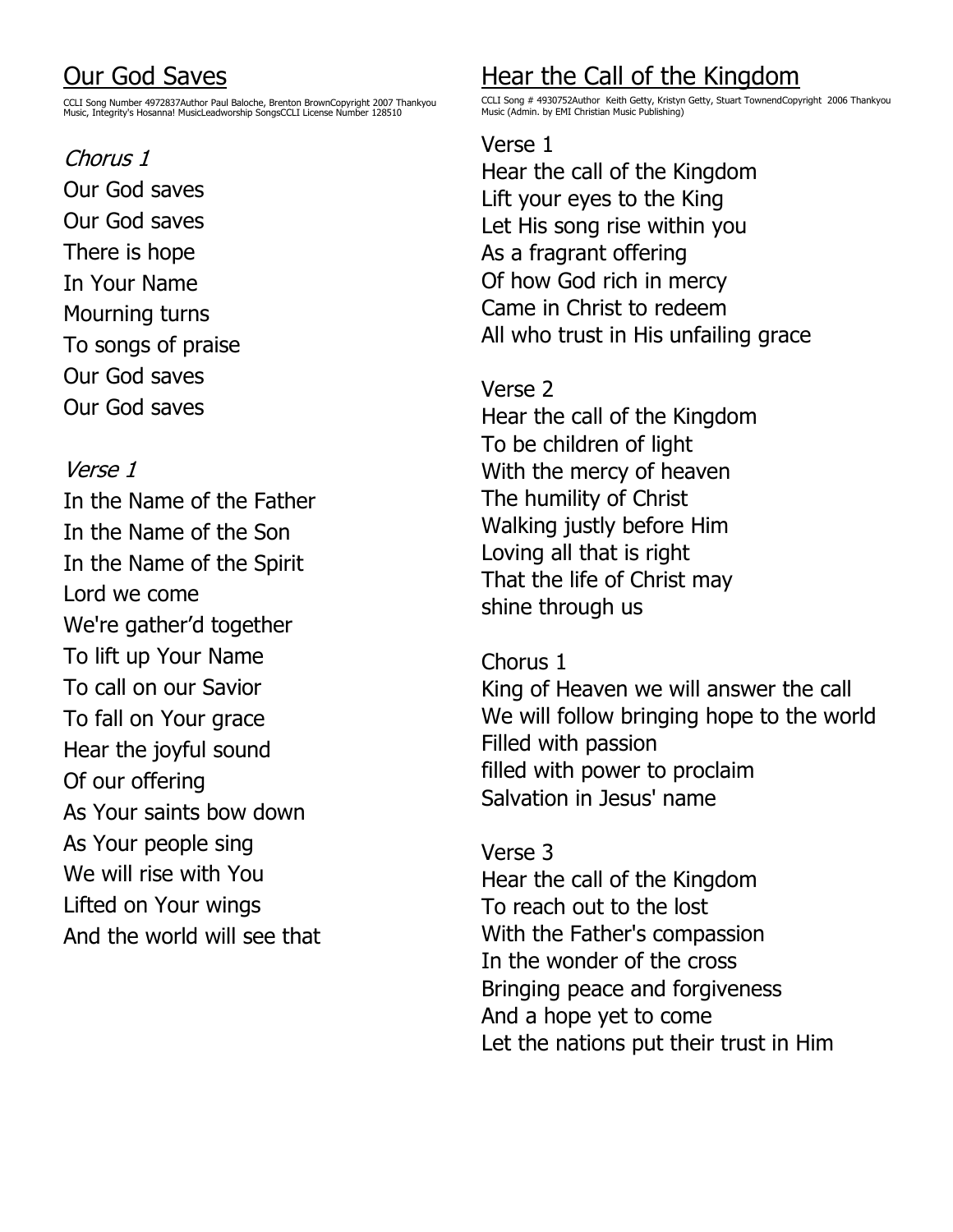## Our God Saves

CCLI Song Number 4972837Author Paul Baloche, Brenton BrownCopyright 2007 Thankyou Music, Integrity's Hosanna! MusicLeadworship SongsCCLI License Number 128510

*Chorus 1*

Our God saves
Our God saves
There is hope
In Your Name
Mourning turns
To songs of praise
Our God saves
Our God saves

*Verse 1*

In the Name of the Father
In the Name of the Son
In the Name of the Spirit
Lord we come
We're gather'd together
To lift up Your Name
To call on our Savior
To fall on Your grace
Hear the joyful sound
Of our offering
As Your saints bow down
As Your people sing
We will rise with You
Lifted on Your wings
And the world will see that

## Hear the Call of the Kingdom

CCLI Song # 4930752Author Keith Getty, Kristyn Getty, Stuart TownendCopyright 2006 Thankyou Music (Admin. by EMI Christian Music Publishing)

Verse 1

Hear the call of the Kingdom
Lift your eyes to the King
Let His song rise within you
As a fragrant offering
Of how God rich in mercy
Came in Christ to redeem
All who trust in His unfailing grace

Verse 2

Hear the call of the Kingdom
To be children of light
With the mercy of heaven
The humility of Christ
Walking justly before Him
Loving all that is right
That the life of Christ may
shine through us

Chorus 1

King of Heaven we will answer the call
We will follow bringing hope to the world
Filled with passion
filled with power to proclaim
Salvation in Jesus' name

Verse 3

Hear the call of the Kingdom
To reach out to the lost
With the Father's compassion
In the wonder of the cross
Bringing peace and forgiveness
And a hope yet to come
Let the nations put their trust in Him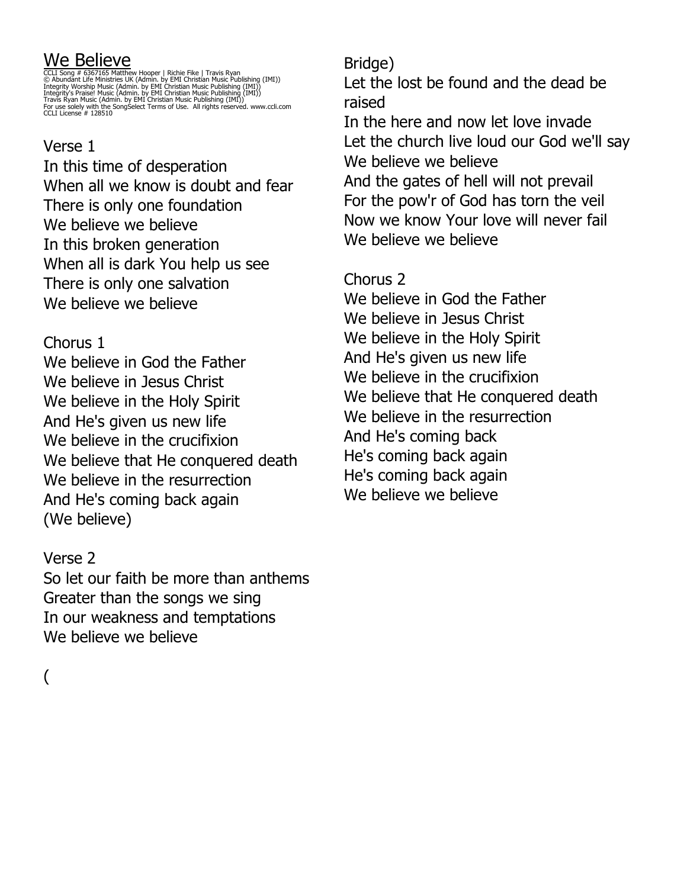# We Believe

CCLI Song # 6367165 Matthew Hooper | Richie Fike | Travis Ryan
© Abundant Life Ministries UK (Admin. by EMI Christian Music Publishing (IMI))
Integrity Worship Music (Admin. by EMI Christian Music Publishing (IMI))
Integrity's Praise! Music (Admin. by EMI Christian Music Publishing (IMI))
Travis Ryan Music (Admin. by EMI Christian Music Publishing (IMI))
For use solely with the SongSelect Terms of Use. All rights reserved. www.ccli.com
CCLI License # 128510

Verse 1

In this time of desperation
When all we know is doubt and fear
There is only one foundation
We believe we believe
In this broken generation
When all is dark You help us see
There is only one salvation
We believe we believe

Chorus 1

We believe in God the Father
We believe in Jesus Christ
We believe in the Holy Spirit
And He's given us new life
We believe in the crucifixion
We believe that He conquered death
We believe in the resurrection
And He's coming back again
(We believe)

Verse 2

So let our faith be more than anthems
Greater than the songs we sing
In our weakness and temptations
We believe we believe

(

Bridge)

Let the lost be found and the dead be raised
In the here and now let love invade
Let the church live loud our God we'll say
We believe we believe
And the gates of hell will not prevail
For the pow'r of God has torn the veil
Now we know Your love will never fail
We believe we believe

Chorus 2

We believe in God the Father
We believe in Jesus Christ
We believe in the Holy Spirit
And He's given us new life
We believe in the crucifixion
We believe that He conquered death
We believe in the resurrection
And He's coming back
He's coming back again
He's coming back again
We believe we believe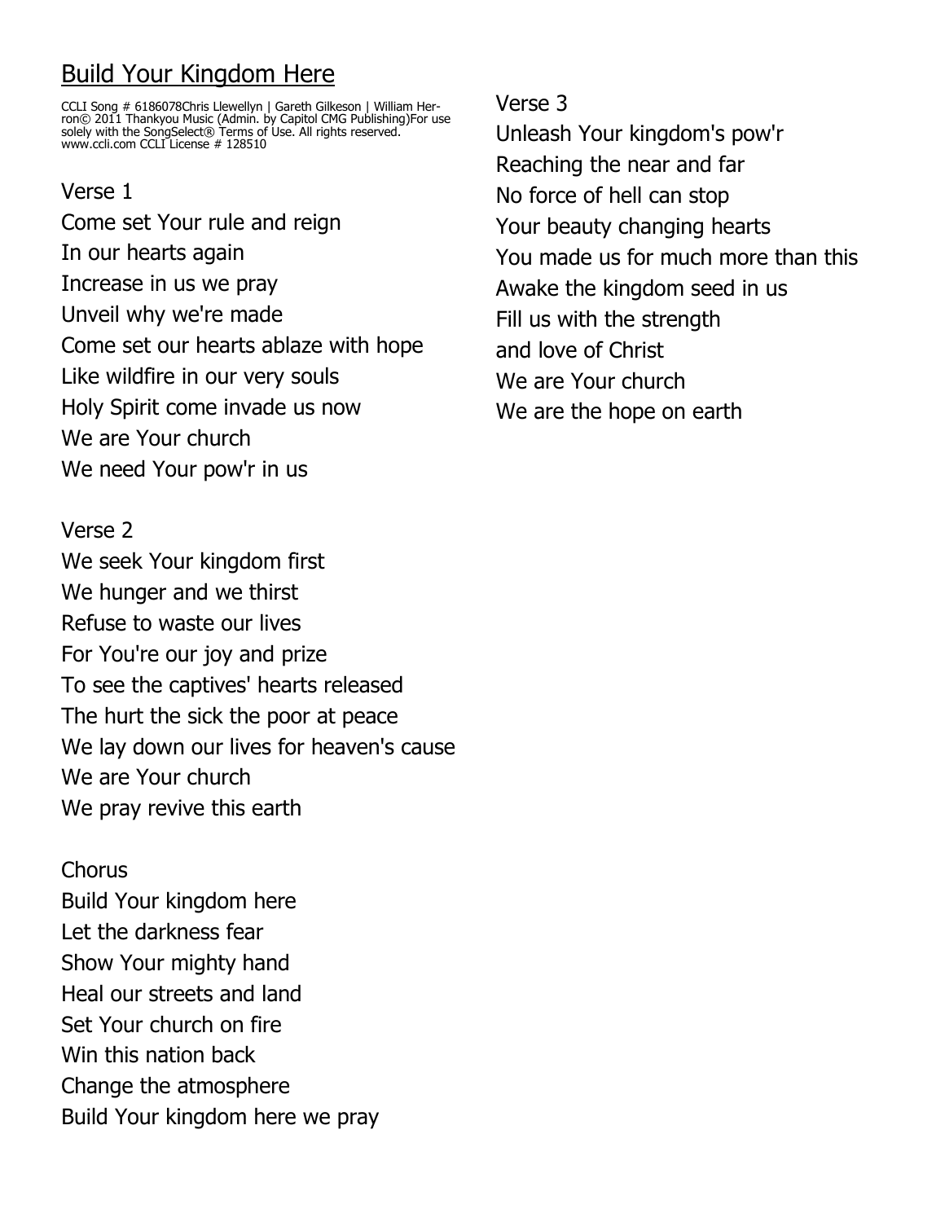# Build Your Kingdom Here

CCLI Song # 6186078Chris Llewellyn | Gareth Gilkeson | William Herron© 2011 Thankyou Music (Admin. by Capitol CMG Publishing)For use solely with the SongSelect® Terms of Use. All rights reserved. www.ccli.com CCLI License # 128510

Verse 1

Come set Your rule and reign
In our hearts again
Increase in us we pray
Unveil why we're made
Come set our hearts ablaze with hope
Like wildfire in our very souls
Holy Spirit come invade us now
We are Your church
We need Your pow'r in us

Verse 2

We seek Your kingdom first
We hunger and we thirst
Refuse to waste our lives
For You're our joy and prize
To see the captives' hearts released
The hurt the sick the poor at peace
We lay down our lives for heaven's cause
We are Your church
We pray revive this earth

Chorus

Build Your kingdom here
Let the darkness fear
Show Your mighty hand
Heal our streets and land
Set Your church on fire
Win this nation back
Change the atmosphere
Build Your kingdom here we pray

Verse 3

Unleash Your kingdom's pow'r
Reaching the near and far
No force of hell can stop
Your beauty changing hearts
You made us for much more than this
Awake the kingdom seed in us
Fill us with the strength
and love of Christ
We are Your church
We are the hope on earth